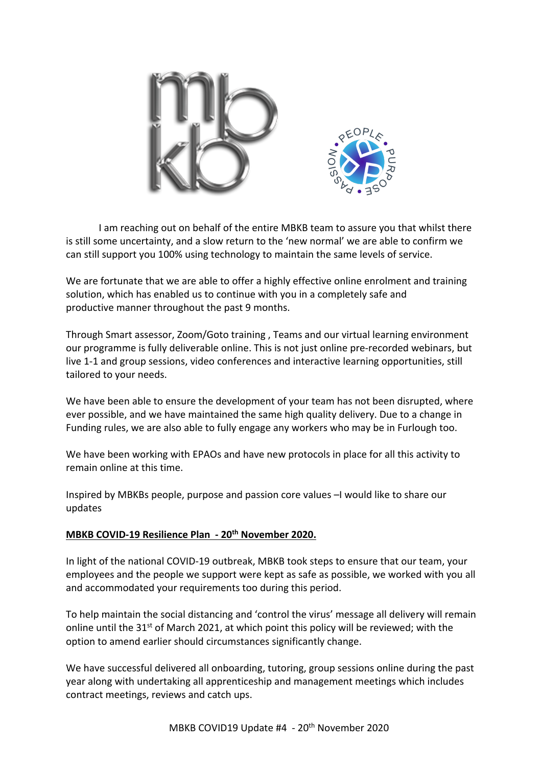I am reaching out on behalf of the entire MBKB team to assure you that whilst there is still some uncertainty, and a slow return to the 'new normal' we are able to confirm we can still support you 100% using technology to maintain the same levels of service.

We are fortunate that we are able to offer a highly effective online enrolment and training solution, which has enabled us to continue with you in a completely safe and productive manner throughout the past 9 months.

Through Smart assessor, Zoom/Goto training , Teams and our virtual learning environment our programme is fully deliverable online. This is not just online pre-recorded webinars, but live 1-1 and group sessions, video conferences and interactive learning opportunities, still tailored to your needs.

We have been able to ensure the development of your team has not been disrupted, where ever possible, and we have maintained the same high quality delivery. Due to a change in Funding rules, we are also able to fully engage any workers who may be in Furlough too.

We have been working with EPAOs and have new protocols in place for all this activity to remain online at this time.

Inspired by MBKBs people, purpose and passion core values –I would like to share our updates

**MBKB COVID-19 Resilience Plan - 20th November 2020.**

In light of the national COVID-19 outbreak, MBKB took steps to ensure that our team, your employees and the people we support were kept as safe as possible, we worked with you all and accommodated your requirements too during this period.

To help maintain the social distancing and 'control the virus' message all delivery will remain online until the 31st of March 2021, at which point this policy will be reviewed; with the option to amend earlier should circumstances significantly change.

We have successful delivered all onboarding, tutoring, group sessions online during the past year along with undertaking all apprenticeship and management meetings which includes contract meetings, reviews and catch ups.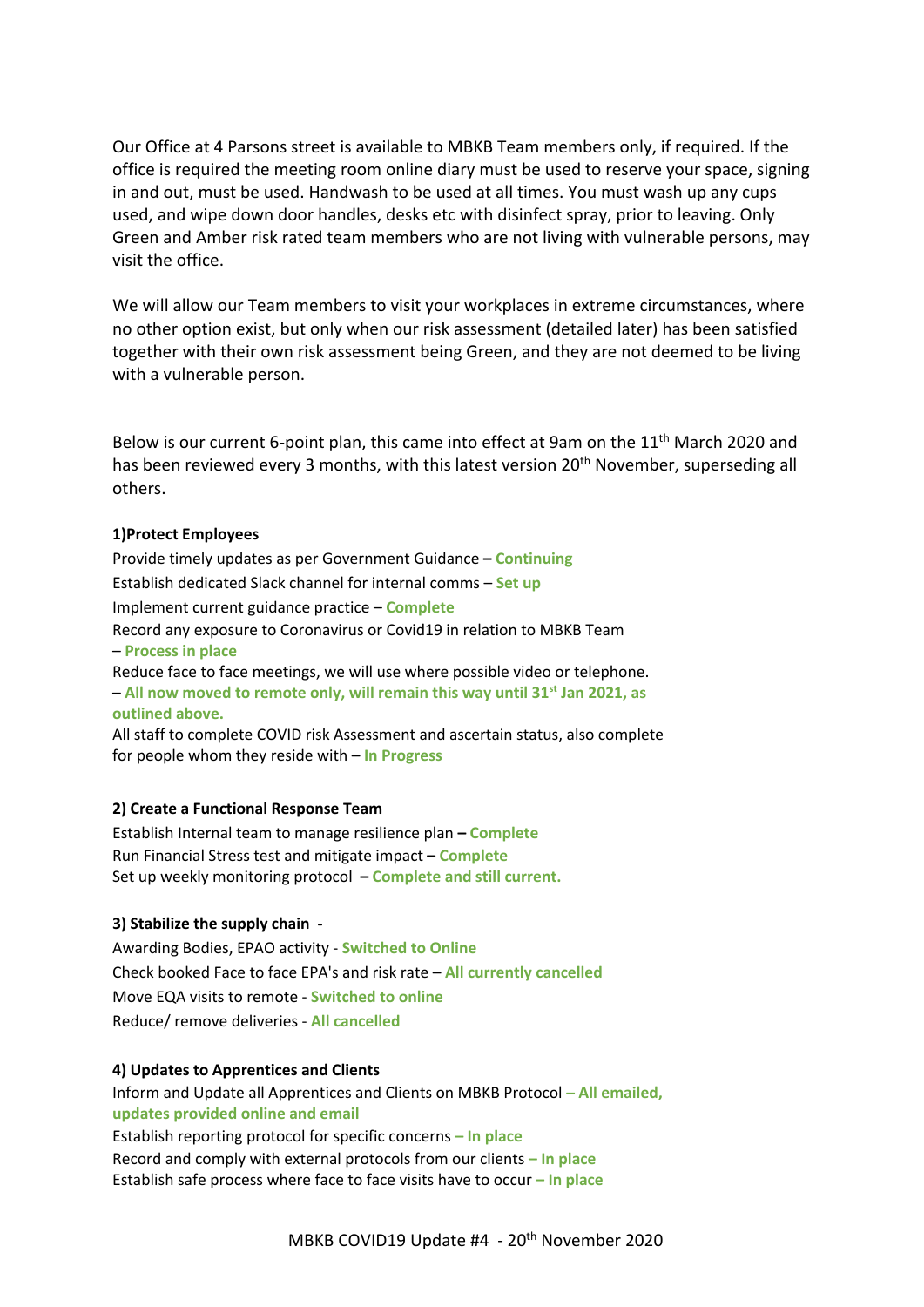Our Office at 4 Parsons street is available to MBKB Team members only, if required. If the office is required the meeting room online diary must be used to reserve your space, signing in and out, must be used. Handwash to be used at all times. You must wash up any cups used, and wipe down door handles, desks etc with disinfect spray, prior to leaving. Only Green and Amber risk rated team members who are not living with vulnerable persons, may visit the office.

We will allow our Team members to visit your workplaces in extreme circumstances, where no other option exist, but only when our risk assessment (detailed later) has been satisfied together with their own risk assessment being Green, and they are not deemed to be living with a vulnerable person.

Below is our current 6-point plan, this came into effect at 9am on the 11th March 2020 and has been reviewed every 3 months, with this latest version 20th November, superseding all others.

**1)Protect Employees**

Provide timely updates as per Government Guidance – **Continuing**
Establish dedicated Slack channel for internal comms – **Set up**
Implement current guidance practice – **Complete**
Record any exposure to Coronavirus or Covid19 in relation to MBKB Team – **Process in place**
Reduce face to face meetings, we will use where possible video or telephone. – **All now moved to remote only, will remain this way until 31st Jan 2021, as outlined above.**
All staff to complete COVID risk Assessment and ascertain status, also complete for people whom they reside with – **In Progress**

**2) Create a Functional Response Team**

Establish Internal team to manage resilience plan – **Complete**
Run Financial Stress test and mitigate impact – **Complete**
Set up weekly monitoring protocol – **Complete and still current.**

**3) Stabilize the supply chain -**

Awarding Bodies, EPAO activity - **Switched to Online**
Check booked Face to face EPA's and risk rate – **All currently cancelled**
Move EQA visits to remote - **Switched to online**
Reduce/ remove deliveries - **All cancelled**

**4) Updates to Apprentices and Clients**

Inform and Update all Apprentices and Clients on MBKB Protocol – **All emailed, updates provided online and email**
Establish reporting protocol for specific concerns – **In place**
Record and comply with external protocols from our clients – **In place**
Establish safe process where face to face visits have to occur – **In place**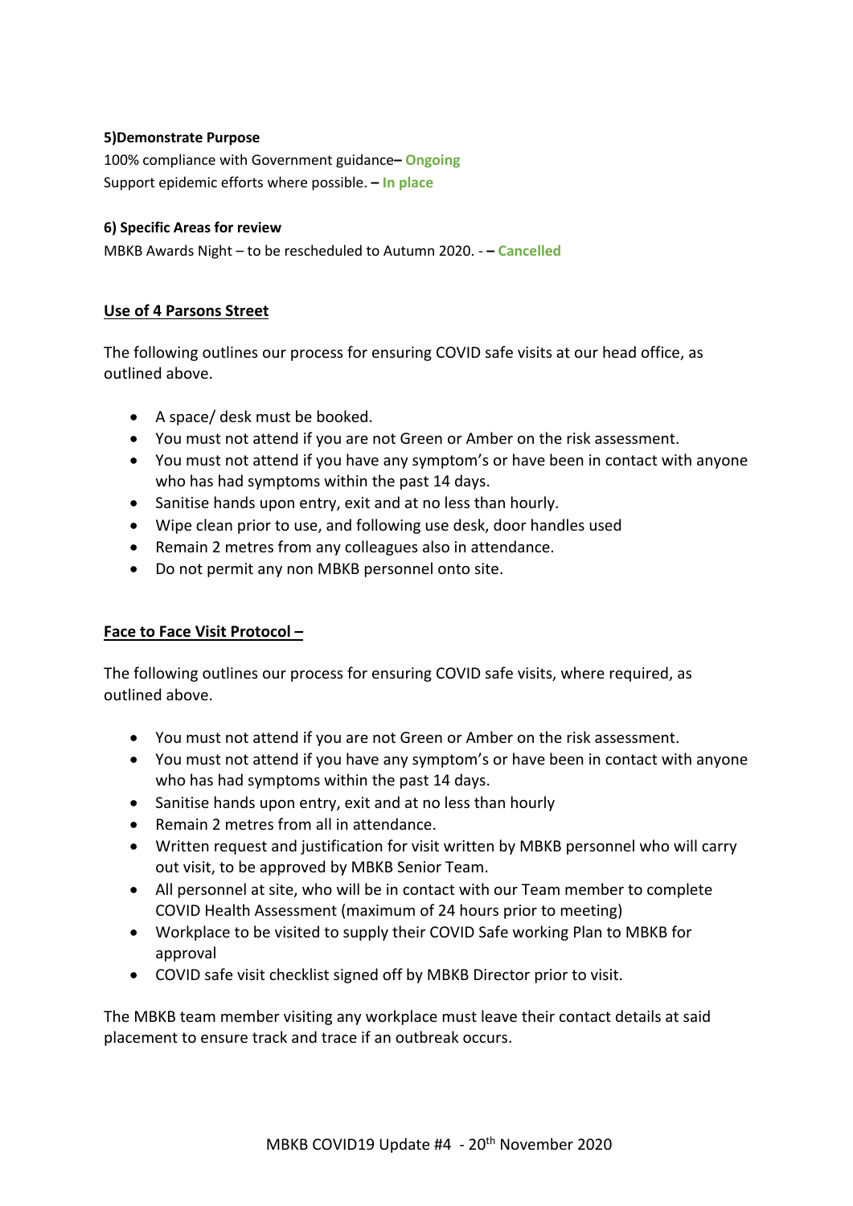**5)Demonstrate Purpose**

100% compliance with Government guidance– **Ongoing**

Support epidemic efforts where possible. **– In place**

**6) Specific Areas for review**

MBKB Awards Night – to be rescheduled to Autumn 2020. - **– Cancelled**

## Use of 4 Parsons Street

The following outlines our process for ensuring COVID safe visits at our head office, as outlined above.

- A space/ desk must be booked.
- You must not attend if you are not Green or Amber on the risk assessment.
- You must not attend if you have any symptom's or have been in contact with anyone who has had symptoms within the past 14 days.
- Sanitise hands upon entry, exit and at no less than hourly.
- Wipe clean prior to use, and following use desk, door handles used
- Remain 2 metres from any colleagues also in attendance.
- Do not permit any non MBKB personnel onto site.

## Face to Face Visit Protocol –

The following outlines our process for ensuring COVID safe visits, where required, as outlined above.

- You must not attend if you are not Green or Amber on the risk assessment.
- You must not attend if you have any symptom's or have been in contact with anyone who has had symptoms within the past 14 days.
- Sanitise hands upon entry, exit and at no less than hourly
- Remain 2 metres from all in attendance.
- Written request and justification for visit written by MBKB personnel who will carry out visit, to be approved by MBKB Senior Team.
- All personnel at site, who will be in contact with our Team member to complete COVID Health Assessment (maximum of 24 hours prior to meeting)
- Workplace to be visited to supply their COVID Safe working Plan to MBKB for approval
- COVID safe visit checklist signed off by MBKB Director prior to visit.

The MBKB team member visiting any workplace must leave their contact details at said placement to ensure track and trace if an outbreak occurs.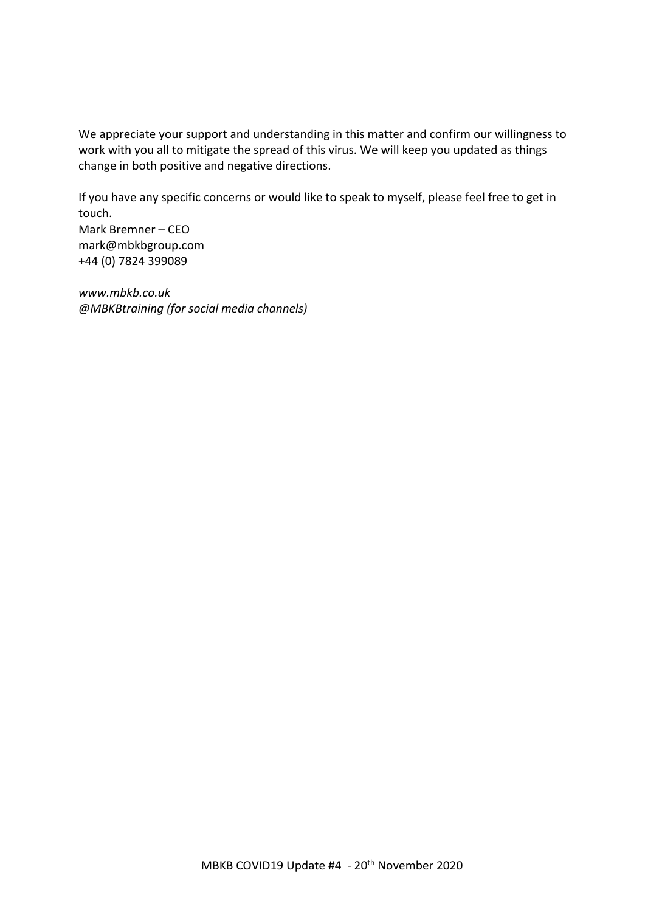We appreciate your support and understanding in this matter and confirm our willingness to work with you all to mitigate the spread of this virus. We will keep you updated as things change in both positive and negative directions.

If you have any specific concerns or would like to speak to myself, please feel free to get in touch.
Mark Bremner – CEO
mark@mbkbgroup.com
+44 (0) 7824 399089

*www.mbkb.co.uk*
*@MBKBtraining (for social media channels)*